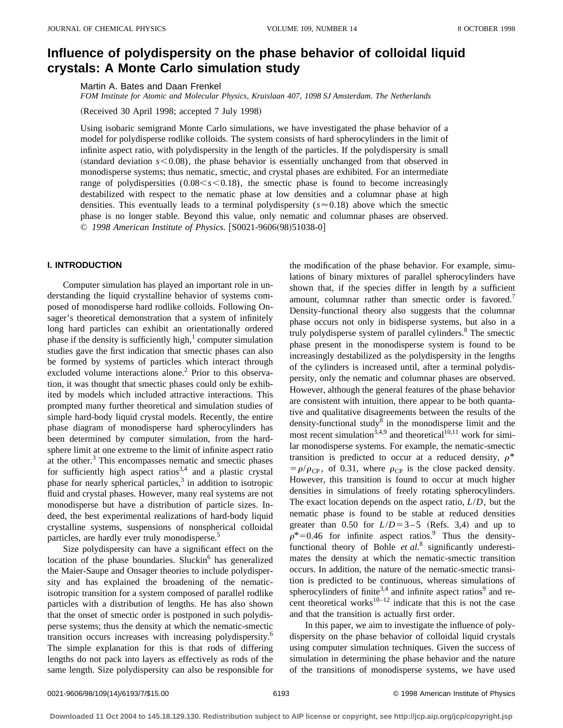# Influence of polydispersity on the phase behavior of colloidal liquid crystals: A Monte Carlo simulation study

Martin A. Bates and Daan Frenkel

*FOM Institute for Atomic and Molecular Physics, Kruislaan 407, 1098 SJ Amsterdam. The Netherlands*

(Received 30 April 1998; accepted 7 July 1998)

Using isobaric semigrand Monte Carlo simulations, we have investigated the phase behavior of a model for polydisperse rodlike colloids. The system consists of hard spherocylinders in the limit of infinite aspect ratio, with polydispersity in the length of the particles. If the polydispersity is small (standard deviation $s<0.08$), the phase behavior is essentially unchanged from that observed in monodisperse systems; thus nematic, smectic, and crystal phases are exhibited. For an intermediate range of polydispersities ($0.08<s<0.18$), the smectic phase is found to become increasingly destabilized with respect to the nematic phase at low densities and a columnar phase at high densities. This eventually leads to a terminal polydispersity ($s\approx 0.18$) above which the smectic phase is no longer stable. Beyond this value, only nematic and columnar phases are observed. © *1998 American Institute of Physics.* [S0021-9606(98)51038-0]

## I. INTRODUCTION

Computer simulation has played an important role in understanding the liquid crystalline behavior of systems composed of monodisperse hard rodlike colloids. Following Onsager's theoretical demonstration that a system of infinitely long hard particles can exhibit an orientationally ordered phase if the density is sufficiently high,[1] computer simulation studies gave the first indication that smectic phases can also be formed by systems of particles which interact through excluded volume interactions alone.[2] Prior to this observation, it was thought that smectic phases could only be exhibited by models which included attractive interactions. This prompted many further theoretical and simulation studies of simple hard-body liquid crystal models. Recently, the entire phase diagram of monodisperse hard spherocylinders has been determined by computer simulation, from the hard-sphere limit at one extreme to the limit of infinite aspect ratio at the other.[3] This encompasses nematic and smectic phases for sufficiently high aspect ratios[3,4] and a plastic crystal phase for nearly spherical particles,[3] in addition to isotropic fluid and crystal phases. However, many real systems are not monodisperse but have a distribution of particle sizes. Indeed, the best experimental realizations of hard-body liquid crystalline systems, suspensions of nonspherical colloidal particles, are hardly ever truly monodisperse.[5]

Size polydispersity can have a significant effect on the location of the phase boundaries. Sluckin[6] has generalized the Maier-Saupe and Onsager theories to include polydispersity and has explained the broadening of the nematic-isotropic transition for a system composed of parallel rodlike particles with a distribution of lengths. He has also shown that the onset of smectic order is postponed in such polydisperse systems; thus the density at which the nematic-smectic transition occurs increases with increasing polydispersity.[6] The simple explanation for this is that rods of differing lengths do not pack into layers as effectively as rods of the same length. Size polydispersity can also be responsible for the modification of the phase behavior. For example, simulations of binary mixtures of parallel spherocylinders have shown that, if the species differ in length by a sufficient amount, columnar rather than smectic order is favored.[7] Density-functional theory also suggests that the columnar phase occurs not only in bidisperse systems, but also in a truly polydisperse system of parallel cylinders.[8] The smectic phase present in the monodisperse system is found to be increasingly destabilized as the polydispersity in the lengths of the cylinders is increased until, after a terminal polydispersity, only the nematic and columnar phases are observed. However, although the general features of the phase behavior are consistent with intuition, there appear to be both quantative and qualitative disagreements between the results of the density-functional study[8] in the monodisperse limit and the most recent simulation[3,4,9] and theoretical[10,11] work for similar monodisperse systems. For example, the nematic-smectic transition is predicted to occur at a reduced density, $\rho^*=\rho/\rho_{CP}$, of 0.31, where $\rho_{CP}$ is the close packed density. However, this transition is found to occur at much higher densities in simulations of freely rotating spherocylinders. The exact location depends on the aspect ratio, $L/D$, but the nematic phase is found to be stable at reduced densities greater than 0.50 for $L/D=3$–5 (Refs. 3,4) and up to $\rho^*=0.46$ for infinite aspect ratios.[9] Thus the density-functional theory of Bohle *et al.*[8] significantly underestimates the density at which the nematic-smectic transition occurs. In addition, the nature of the nematic-smectic transition is predicted to be continuous, whereas simulations of spherocylinders of finite[3,4] and infinite aspect ratios[9] and recent theoretical works[10–12] indicate that this is not the case and that the transition is actually first order.

In this paper, we aim to investigate the influence of polydispersity on the phase behavior of colloidal liquid crystals using computer simulation techniques. Given the success of simulation in determining the phase behavior and the nature of the transitions of monodisperse systems, we have used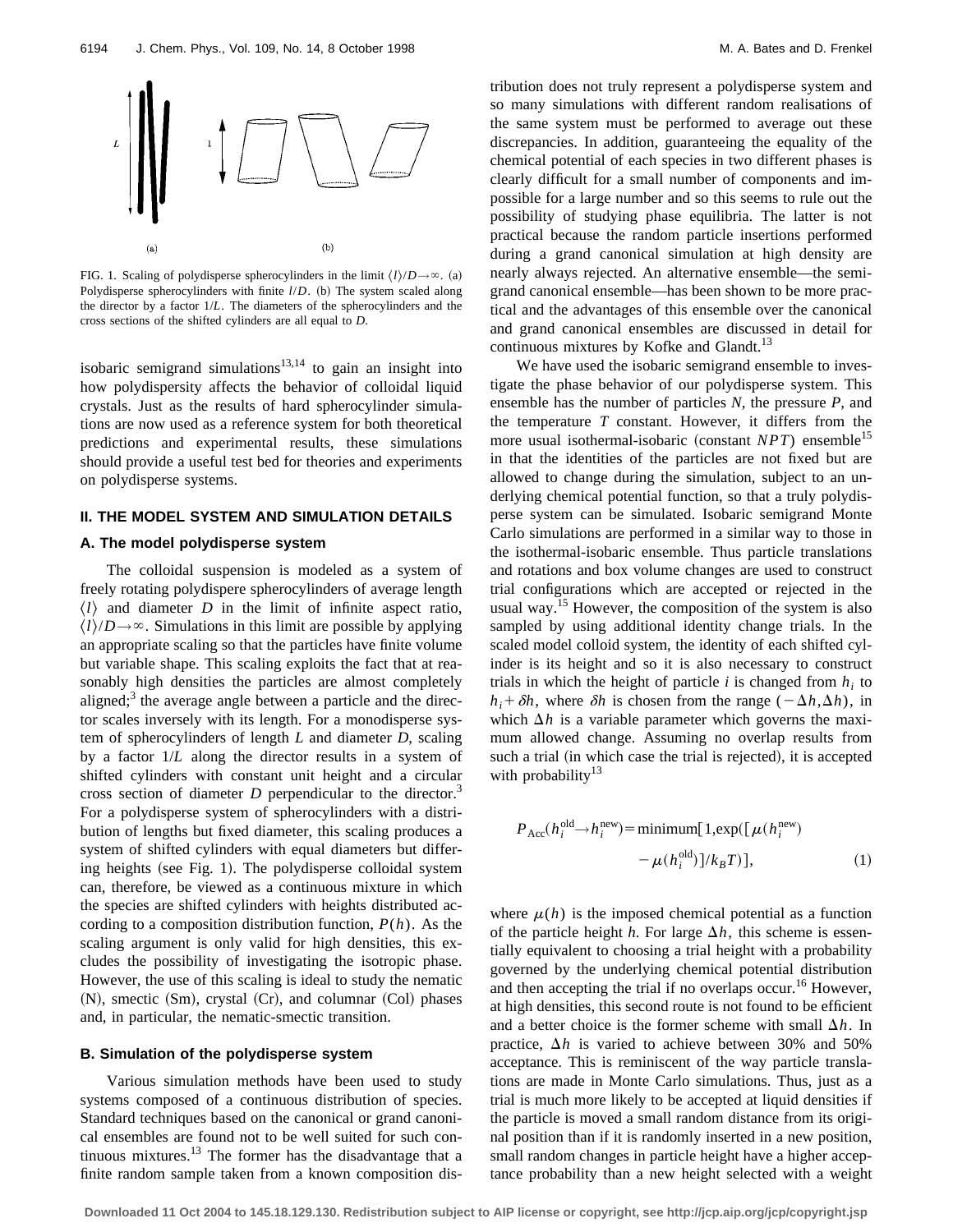FIG. 1. Scaling of polydisperse spherocylinders in the limit $\langle l \rangle / D \to \infty$. (a) Polydisperse spherocylinders with finite $l/D$. (b) The system scaled along the director by a factor $1/L$. The diameters of the spherocylinders and the cross sections of the shifted cylinders are all equal to $D$.

isobaric semigrand simulations[13,14] to gain an insight into how polydispersity affects the behavior of colloidal liquid crystals. Just as the results of hard spherocylinder simulations are now used as a reference system for both theoretical predictions and experimental results, these simulations should provide a useful test bed for theories and experiments on polydisperse systems.

## II. THE MODEL SYSTEM AND SIMULATION DETAILS

### A. The model polydisperse system

The colloidal suspension is modeled as a system of freely rotating polydispere spherocylinders of average length $\langle l \rangle$ and diameter $D$ in the limit of infinite aspect ratio, $\langle l \rangle / D \to \infty$. Simulations in this limit are possible by applying an appropriate scaling so that the particles have finite volume but variable shape. This scaling exploits the fact that at reasonably high densities the particles are almost completely aligned;[3] the average angle between a particle and the director scales inversely with its length. For a monodisperse system of spherocylinders of length $L$ and diameter $D$, scaling by a factor $1/L$ along the director results in a system of shifted cylinders with constant unit height and a circular cross section of diameter $D$ perpendicular to the director.[3] For a polydisperse system of spherocylinders with a distribution of lengths but fixed diameter, this scaling produces a system of shifted cylinders with equal diameters but differing heights (see Fig. 1). The polydisperse colloidal system can, therefore, be viewed as a continuous mixture in which the species are shifted cylinders with heights distributed according to a composition distribution function, $P(h)$. As the scaling argument is only valid for high densities, this excludes the possibility of investigating the isotropic phase. However, the use of this scaling is ideal to study the nematic (N), smectic (Sm), crystal (Cr), and columnar (Col) phases and, in particular, the nematic-smectic transition.

### B. Simulation of the polydisperse system

Various simulation methods have been used to study systems composed of a continuous distribution of species. Standard techniques based on the canonical or grand canonical ensembles are found not to be well suited for such continuous mixtures.[13] The former has the disadvantage that a finite random sample taken from a known composition distribution does not truly represent a polydisperse system and so many simulations with different random realisations of the same system must be performed to average out these discrepancies. In addition, guaranteeing the equality of the chemical potential of each species in two different phases is clearly difficult for a small number of components and impossible for a large number and so this seems to rule out the possibility of studying phase equilibria. The latter is not practical because the random particle insertions performed during a grand canonical simulation at high density are nearly always rejected. An alternative ensemble—the semigrand canonical ensemble—has been shown to be more practical and the advantages of this ensemble over the canonical and grand canonical ensembles are discussed in detail for continuous mixtures by Kofke and Glandt.[13]

We have used the isobaric semigrand ensemble to investigate the phase behavior of our polydisperse system. This ensemble has the number of particles $N$, the pressure $P$, and the temperature $T$ constant. However, it differs from the more usual isothermal-isobaric (constant $NPT$) ensemble[15] in that the identities of the particles are not fixed but are allowed to change during the simulation, subject to an underlying chemical potential function, so that a truly polydisperse system can be simulated. Isobaric semigrand Monte Carlo simulations are performed in a similar way to those in the isothermal-isobaric ensemble. Thus particle translations and rotations and box volume changes are used to construct trial configurations which are accepted or rejected in the usual way.[15] However, the composition of the system is also sampled by using additional identity change trials. In the scaled model colloid system, the identity of each shifted cylinder is its height and so it is also necessary to construct trials in which the height of particle $i$ is changed from $h_i$ to $h_i + \delta h$, where $\delta h$ is chosen from the range $(-\Delta h, \Delta h)$, in which $\Delta h$ is a variable parameter which governs the maximum allowed change. Assuming no overlap results from such a trial (in which case the trial is rejected), it is accepted with probability[13]

$$P_{\mathrm{Acc}}(h_i^{\mathrm{old}} \to h_i^{\mathrm{new}}) = \mathrm{minimum}[1, \exp([\mu(h_i^{\mathrm{new}}) - \mu(h_i^{\mathrm{old}})]/k_B T)], \tag{1}$$

where $\mu(h)$ is the imposed chemical potential as a function of the particle height $h$. For large $\Delta h$, this scheme is essentially equivalent to choosing a trial height with a probability governed by the underlying chemical potential distribution and then accepting the trial if no overlaps occur.[16] However, at high densities, this second route is not found to be efficient and a better choice is the former scheme with small $\Delta h$. In practice, $\Delta h$ is varied to achieve between 30% and 50% acceptance. This is reminiscent of the way particle translations are made in Monte Carlo simulations. Thus, just as a trial is much more likely to be accepted at liquid densities if the particle is moved a small random distance from its original position than if it is randomly inserted in a new position, small random changes in particle height have a higher acceptance probability than a new height selected with a weight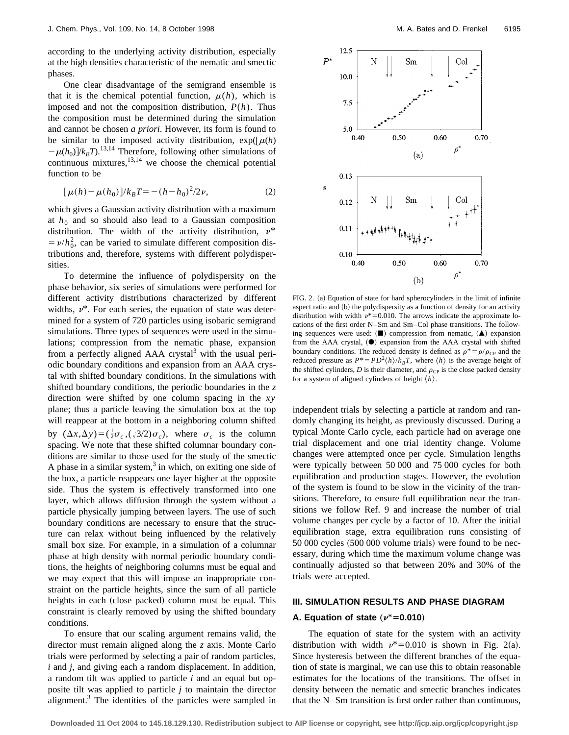according to the underlying activity distribution, especially at the high densities characteristic of the nematic and smectic phases.

One clear disadvantage of the semigrand ensemble is that it is the chemical potential function, $\mu(h)$, which is imposed and not the composition distribution, $P(h)$. Thus the composition must be determined during the simulation and cannot be chosen *a priori*. However, its form is found to be similar to the imposed activity distribution, $\exp([\mu(h)-\mu(h_0)]/k_BT)$.[13,14] Therefore, following other simulations of continuous mixtures,[13,14] we choose the chemical potential function to be

$$[\mu(h)-\mu(h_0)]/k_BT=-(h-h_0)^2/2\nu, \tag{2}$$

which gives a Gaussian activity distribution with a maximum at $h_0$ and so should also lead to a Gaussian composition distribution. The width of the activity distribution, $\nu^* = \nu/h_0^2$, can be varied to simulate different composition distributions and, therefore, systems with different polydispersities.

To determine the influence of polydispersity on the phase behavior, six series of simulations were performed for different activity distributions characterized by different widths, $\nu^*$. For each series, the equation of state was determined for a system of 720 particles using isobaric semigrand simulations. Three types of sequences were used in the simulations; compression from the nematic phase, expansion from a perfectly aligned AAA crystal[3] with the usual periodic boundary conditions and expansion from an AAA crystal with shifted boundary conditions. In the simulations with shifted boundary conditions, the periodic boundaries in the $z$ direction were shifted by one column spacing in the $xy$ plane; thus a particle leaving the simulation box at the top will reappear at the bottom in a neighboring column shifted by $(\Delta x,\Delta y)=(\frac{1}{2}\sigma_c,(\sqrt{3}/2)\sigma_c)$, where $\sigma_c$ is the column spacing. We note that these shifted columnar boundary conditions are similar to those used for the study of the smectic A phase in a similar system,[3] in which, on exiting one side of the box, a particle reappears one layer higher at the opposite side. Thus the system is effectively transformed into one layer, which allows diffusion through the system without a particle physically jumping between layers. The use of such boundary conditions are necessary to ensure that the structure can relax without being influenced by the relatively small box size. For example, in a simulation of a columnar phase at high density with normal periodic boundary conditions, the heights of neighboring columns must be equal and we may expect that this will impose an inappropriate constraint on the particle heights, since the sum of all particle heights in each (close packed) column must be equal. This constraint is clearly removed by using the shifted boundary conditions.

To ensure that our scaling argument remains valid, the director must remain aligned along the $z$ axis. Monte Carlo trials were performed by selecting a pair of random particles, $i$ and $j$, and giving each a random displacement. In addition, a random tilt was applied to particle $i$ and an equal but opposite tilt was applied to particle $j$ to maintain the director alignment.[3] The identities of the particles were sampled in independent trials by selecting a particle at random and randomly changing its height, as previously discussed. During a typical Monte Carlo cycle, each particle had on average one trial displacement and one trial identity change. Volume changes were attempted once per cycle. Simulation lengths were typically between 50 000 and 75 000 cycles for both equilibration and production stages. However, the evolution of the system is found to be slow in the vicinity of the transitions. Therefore, to ensure full equilibration near the transitions we follow Ref. 9 and increase the number of trial volume changes per cycle by a factor of 10. After the initial equilibration stage, extra equilibration runs consisting of 50 000 cycles (500 000 volume trials) were found to be necessary, during which time the maximum volume change was continually adjusted so that between 20% and 30% of the trials were accepted.

FIG. 2. (a) Equation of state for hard spherocylinders in the limit of infinite aspect ratio and (b) the polydispersity as a function of density for an activity distribution with width $\nu^*=0.010$. The arrows indicate the approximate locations of the first order N–Sm and Sm–Col phase transitions. The following sequences were used: (■) compression from nematic, (▲) expansion from the AAA crystal, (●) expansion from the AAA crystal with shifted boundary conditions. The reduced density is defined as $\rho^*=\rho/\rho_{CP}$ and the reduced pressure as $P^*=PD^2\langle h\rangle/k_BT$, where $\langle h\rangle$ is the average height of the shifted cylinders, $D$ is their diameter, and $\rho_{CP}$ is the close packed density for a system of aligned cylinders of height $\langle h\rangle$.

## III. SIMULATION RESULTS AND PHASE DIAGRAM

### A. Equation of state ($\nu^*=0.010$)

The equation of state for the system with an activity distribution with width $\nu^*=0.010$ is shown in Fig. 2(a). Since hysteresis between the different branches of the equation of state is marginal, we can use this to obtain reasonable estimates for the locations of the transitions. The offset in density between the nematic and smectic branches indicates that the N–Sm transition is first order rather than continuous,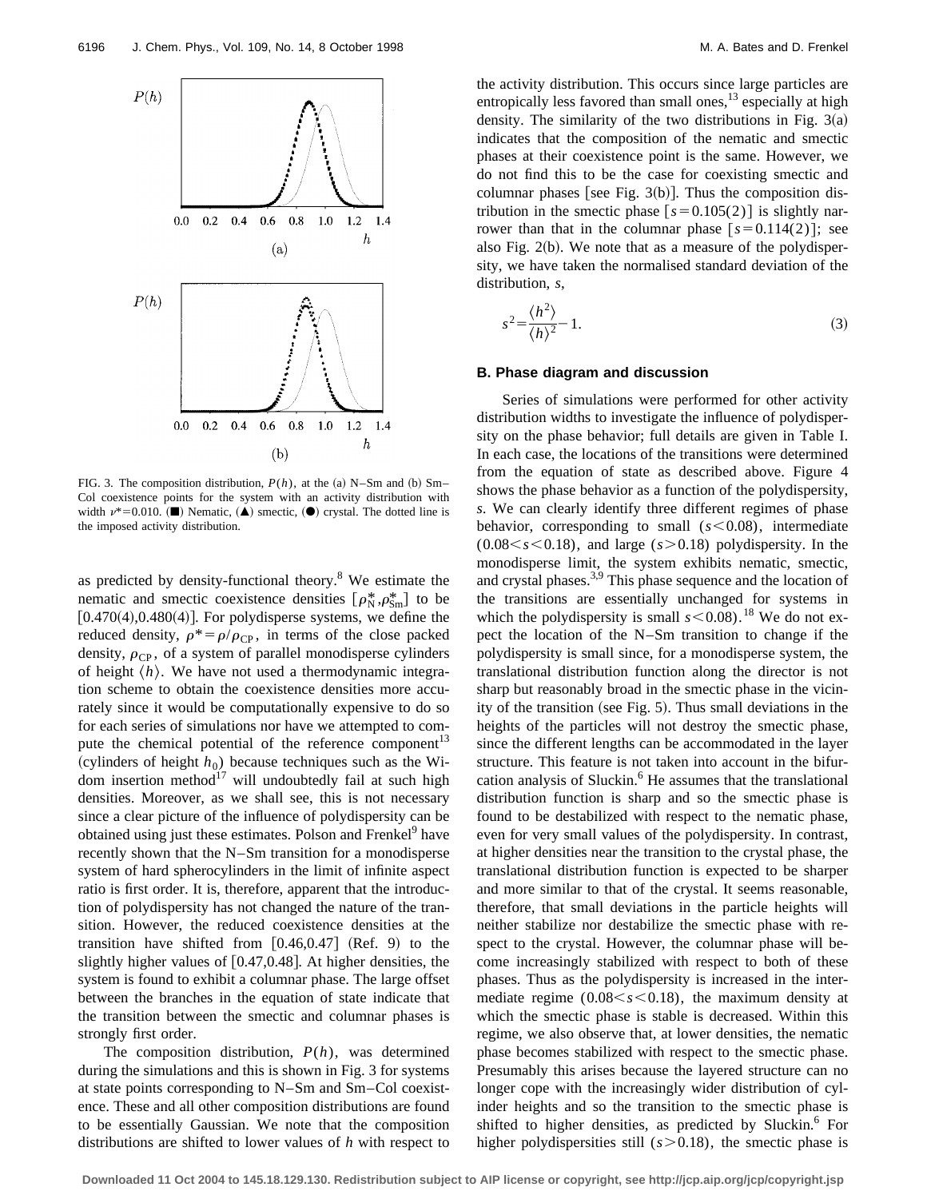FIG. 3. The composition distribution, $P(h)$, at the (a) N–Sm and (b) Sm–Col coexistence points for the system with an activity distribution with width $\nu^*=0.010$. (■) Nematic, (▲) smectic, (●) crystal. The dotted line is the imposed activity distribution.

as predicted by density-functional theory.[8] We estimate the nematic and smectic coexistence densities $[\rho^*_{\mathrm{N}},\rho^*_{\mathrm{Sm}}]$ to be [0.470(4),0.480(4)]. For polydisperse systems, we define the reduced density, $\rho^*=\rho/\rho_{\mathrm{CP}}$, in terms of the close packed density, $\rho_{\mathrm{CP}}$, of a system of parallel monodisperse cylinders of height $\langle h\rangle$. We have not used a thermodynamic integration scheme to obtain the coexistence densities more accurately since it would be computationally expensive to do so for each series of simulations nor have we attempted to compute the chemical potential of the reference component[13] (cylinders of height $h_0$) because techniques such as the Widom insertion method[17] will undoubtedly fail at such high densities. Moreover, as we shall see, this is not necessary since a clear picture of the influence of polydispersity can be obtained using just these estimates. Polson and Frenkel[9] have recently shown that the N–Sm transition for a monodisperse system of hard spherocylinders in the limit of infinite aspect ratio is first order. It is, therefore, apparent that the introduction of polydispersity has not changed the nature of the transition. However, the reduced coexistence densities at the transition have shifted from [0.46,0.47] (Ref. 9) to the slightly higher values of [0.47,0.48]. At higher densities, the system is found to exhibit a columnar phase. The large offset between the branches in the equation of state indicate that the transition between the smectic and columnar phases is strongly first order.

The composition distribution, $P(h)$, was determined during the simulations and this is shown in Fig. 3 for systems at state points corresponding to N–Sm and Sm–Col coexistence. These and all other composition distributions are found to be essentially Gaussian. We note that the composition distributions are shifted to lower values of $h$ with respect to the activity distribution. This occurs since large particles are entropically less favored than small ones,[13] especially at high density. The similarity of the two distributions in Fig. 3(a) indicates that the composition of the nematic and smectic phases at their coexistence point is the same. However, we do not find this to be the case for coexisting smectic and columnar phases [see Fig. 3(b)]. Thus the composition distribution in the smectic phase [$s=0.105(2)$] is slightly narrower than that in the columnar phase [$s=0.114(2)$]; see also Fig. 2(b). We note that as a measure of the polydispersity, we have taken the normalised standard deviation of the distribution, $s$,

$$s^2=\frac{\langle h^2\rangle}{\langle h\rangle^2}-1. \tag{3}$$

### B. Phase diagram and discussion

Series of simulations were performed for other activity distribution widths to investigate the influence of polydispersity on the phase behavior; full details are given in Table I. In each case, the locations of the transitions were determined from the equation of state as described above. Figure 4 shows the phase behavior as a function of the polydispersity, $s$. We can clearly identify three different regimes of phase behavior, corresponding to small ($s<0.08$), intermediate ($0.08<s<0.18$), and large ($s>0.18$) polydispersity. In the monodisperse limit, the system exhibits nematic, smectic, and crystal phases.[3,9] This phase sequence and the location of the transitions are essentially unchanged for systems in which the polydispersity is small $s<0.08$).[18] We do not expect the location of the N–Sm transition to change if the polydispersity is small since, for a monodisperse system, the translational distribution function along the director is not sharp but reasonably broad in the smectic phase in the vicinity of the transition (see Fig. 5). Thus small deviations in the heights of the particles will not destroy the smectic phase, since the different lengths can be accommodated in the layer structure. This feature is not taken into account in the bifurcation analysis of Sluckin.[6] He assumes that the translational distribution function is sharp and so the smectic phase is found to be destabilized with respect to the nematic phase, even for very small values of the polydispersity. In contrast, at higher densities near the transition to the crystal phase, the translational distribution function is expected to be sharper and more similar to that of the crystal. It seems reasonable, therefore, that small deviations in the particle heights will neither stabilize nor destabilize the smectic phase with respect to the crystal. However, the columnar phase will become increasingly stabilized with respect to both of these phases. Thus as the polydispersity is increased in the intermediate regime ($0.08<s<0.18$), the maximum density at which the smectic phase is stable is decreased. Within this regime, we also observe that, at lower densities, the nematic phase becomes stabilized with respect to the smectic phase. Presumably this arises because the layered structure can no longer cope with the increasingly wider distribution of cylinder heights and so the transition to the smectic phase is shifted to higher densities, as predicted by Sluckin.[6] For higher polydispersities still ($s>0.18$), the smectic phase is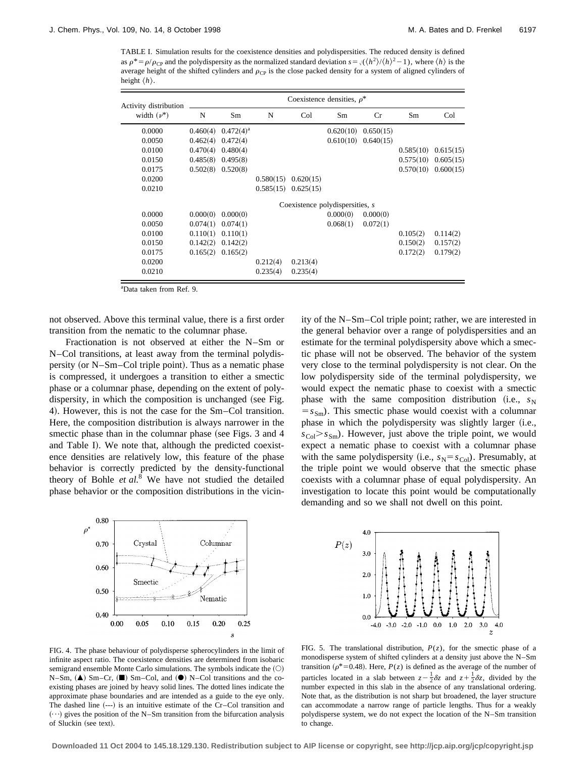TABLE I. Simulation results for the coexistence densities and polydispersities. The reduced density is defined as $\rho^* = \rho/\rho_{CP}$ and the polydispersity as the normalized standard deviation $s = \sqrt{(\langle h^2\rangle/\langle h\rangle^2 - 1)}$, where $\langle h\rangle$ is the average height of the shifted cylinders and $\rho_{CP}$ is the close packed density for a system of aligned cylinders of height $\langle h\rangle$.

| Activity distribution width ($\nu^*$) | Coexistence densities, $\rho^*$ | | | | | | | |
|---|---|---|---|---|---|---|---|---|
| | N | Sm | N | Col | Sm | Cr | Sm | Col |
| 0.0000 | 0.460(4) | 0.472(4)[a] | | | 0.620(10) | 0.650(15) | | |
| 0.0050 | 0.462(4) | 0.472(4) | | | 0.610(10) | 0.640(15) | | |
| 0.0100 | 0.470(4) | 0.480(4) | | | | | 0.585(10) | 0.615(15) |
| 0.0150 | 0.485(8) | 0.495(8) | | | | | 0.575(10) | 0.605(15) |
| 0.0175 | 0.502(8) | 0.520(8) | | | | | 0.570(10) | 0.600(15) |
| 0.0200 | | | 0.580(15) | 0.620(15) | | | | |
| 0.0210 | | | 0.585(15) | 0.625(15) | | | | |
| | Coexistence polydispersities, $s$ | | | | | | | |
| 0.0000 | 0.000(0) | 0.000(0) | | | 0.000(0) | 0.000(0) | | |
| 0.0050 | 0.074(1) | 0.074(1) | | | 0.068(1) | 0.072(1) | | |
| 0.0100 | 0.110(1) | 0.110(1) | | | | | 0.105(2) | 0.114(2) |
| 0.0150 | 0.142(2) | 0.142(2) | | | | | 0.150(2) | 0.157(2) |
| 0.0175 | 0.165(2) | 0.165(2) | | | | | 0.172(2) | 0.179(2) |
| 0.0200 | | | 0.212(4) | 0.213(4) | | | | |
| 0.0210 | | | 0.235(4) | 0.235(4) | | | | |

[a]Data taken from Ref. 9.

not observed. Above this terminal value, there is a first order transition from the nematic to the columnar phase.

Fractionation is not observed at either the N–Sm or N–Col transitions, at least away from the terminal polydispersity (or N–Sm–Col triple point). Thus as a nematic phase is compressed, it undergoes a transition to either a smectic phase or a columnar phase, depending on the extent of polydispersity, in which the composition is unchanged (see Fig. 4). However, this is not the case for the Sm–Col transition. Here, the composition distribution is always narrower in the smectic phase than in the columnar phase (see Figs. 3 and 4 and Table I). We note that, although the predicted coexistence densities are relatively low, this feature of the phase behavior is correctly predicted by the density-functional theory of Bohle *et al.*[8] We have not studied the detailed phase behavior or the composition distributions in the vicinity of the N–Sm–Col triple point; rather, we are interested in the general behavior over a range of polydispersities and an estimate for the terminal polydispersity above which a smectic phase will not be observed. The behavior of the system very close to the terminal polydispersity is not clear. On the low polydispersity side of the terminal polydispersity, we would expect the nematic phase to coexist with a smectic phase with the same composition distribution (i.e., $s_N = s_{Sm}$). This smectic phase would coexist with a columnar phase in which the polydispersity was slightly larger (i.e., $s_{Col} > s_{Sm}$). However, just above the triple point, we would expect a nematic phase to coexist with a columnar phase with the same polydispersity (i.e., $s_N = s_{Col}$). Presumably, at the triple point we would observe that the smectic phase coexists with a columnar phase of equal polydispersity. An investigation to locate this point would be computationally demanding and so we shall not dwell on this point.

FIG. 4. The phase behaviour of polydisperse spherocylinders in the limit of infinite aspect ratio. The coexistence densities are determined from isobaric semigrand ensemble Monte Carlo simulations. The symbols indicate the (○) N–Sm, (▲) Sm–Cr, (■) Sm–Col, and (●) N–Col transitions and the coexisting phases are joined by heavy solid lines. The dotted lines indicate the approximate phase boundaries and are intended as a guide to the eye only. The dashed line (---) is an intuitive estimate of the Cr–Col transition and (···) gives the position of the N–Sm transition from the bifurcation analysis of Sluckin (see text).

FIG. 5. The translational distribution, $P(z)$, for the smectic phase of a monodisperse system of shifted cylinders at a density just above the N–Sm transition ($\rho^*=0.48$). Here, $P(z)$ is defined as the average of the number of particles located in a slab between $z-\frac{1}{2}\delta z$ and $z+\frac{1}{2}\delta z$, divided by the number expected in this slab in the absence of any translational ordering. Note that, as the distribution is not sharp but broadened, the layer structure can accommodate a narrow range of particle lengths. Thus for a weakly polydisperse system, we do not expect the location of the N–Sm transition to change.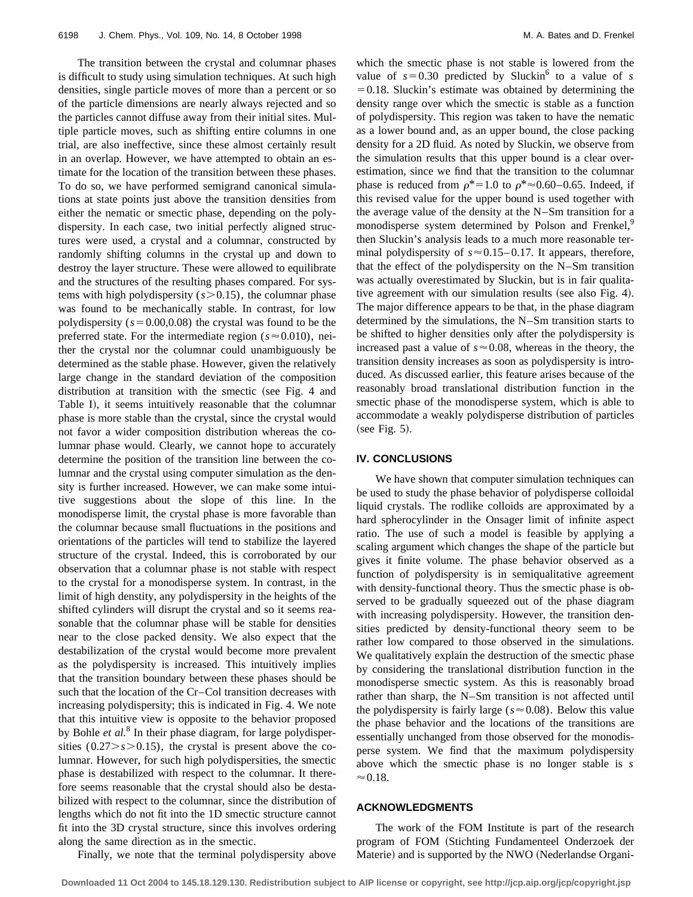The transition between the crystal and columnar phases is difficult to study using simulation techniques. At such high densities, single particle moves of more than a percent or so of the particle dimensions are nearly always rejected and so the particles cannot diffuse away from their initial sites. Multiple particle moves, such as shifting entire columns in one trial, are also ineffective, since these almost certainly result in an overlap. However, we have attempted to obtain an estimate for the location of the transition between these phases. To do so, we have performed semigrand canonical simulations at state points just above the transition densities from either the nematic or smectic phase, depending on the polydispersity. In each case, two initial perfectly aligned structures were used, a crystal and a columnar, constructed by randomly shifting columns in the crystal up and down to destroy the layer structure. These were allowed to equilibrate and the structures of the resulting phases compared. For systems with high polydispersity ($s > 0.15$), the columnar phase was found to be mechanically stable. In contrast, for low polydispersity ($s = 0.00, 0.08$) the crystal was found to be the preferred state. For the intermediate region ($s \approx 0.010$), neither the crystal nor the columnar could unambiguously be determined as the stable phase. However, given the relatively large change in the standard deviation of the composition distribution at transition with the smectic (see Fig. 4 and Table I), it seems intuitively reasonable that the columnar phase is more stable than the crystal, since the crystal would not favor a wider composition distribution whereas the columnar phase would. Clearly, we cannot hope to accurately determine the position of the transition line between the columnar and the crystal using computer simulation as the density is further increased. However, we can make some intuitive suggestions about the slope of this line. In the monodisperse limit, the crystal phase is more favorable than the columnar because small fluctuations in the positions and orientations of the particles will tend to stabilize the layered structure of the crystal. Indeed, this is corroborated by our observation that a columnar phase is not stable with respect to the crystal for a monodisperse system. In contrast, in the limit of high denstity, any polydispersity in the heights of the shifted cylinders will disrupt the crystal and so it seems reasonable that the columnar phase will be stable for densities near to the close packed density. We also expect that the destabilization of the crystal would become more prevalent as the polydispersity is increased. This intuitively implies that the transition boundary between these phases should be such that the location of the Cr–Col transition decreases with increasing polydispersity; this is indicated in Fig. 4. We note that this intuitive view is opposite to the behavior proposed by Bohle *et al.*[8] In their phase diagram, for large polydispersities ($0.27 > s > 0.15$), the crystal is present above the columnar. However, for such high polydispersities, the smectic phase is destabilized with respect to the columnar. It therefore seems reasonable that the crystal should also be destabilized with respect to the columnar, since the distribution of lengths which do not fit into the 1D smectic structure cannot fit into the 3D crystal structure, since this involves ordering along the same direction as in the smectic.

Finally, we note that the terminal polydispersity above which the smectic phase is not stable is lowered from the value of $s = 0.30$ predicted by Sluckin[6] to a value of $s = 0.18$. Sluckin's estimate was obtained by determining the density range over which the smectic is stable as a function of polydispersity. This region was taken to have the nematic as a lower bound and, as an upper bound, the close packing density for a 2D fluid. As noted by Sluckin, we observe from the simulation results that this upper bound is a clear overestimation, since we find that the transition to the columnar phase is reduced from $\rho^* = 1.0$ to $\rho^* \approx 0.60$–$0.65$. Indeed, if this revised value for the upper bound is used together with the average value of the density at the N–Sm transition for a monodisperse system determined by Polson and Frenkel,[9] then Sluckin's analysis leads to a much more reasonable terminal polydispersity of $s \approx 0.15$–$0.17$. It appears, therefore, that the effect of the polydispersity on the N–Sm transition was actually overestimated by Sluckin, but is in fair qualitative agreement with our simulation results (see also Fig. 4). The major difference appears to be that, in the phase diagram determined by the simulations, the N–Sm transition starts to be shifted to higher densities only after the polydispersity is increased past a value of $s \approx 0.08$, whereas in the theory, the transition density increases as soon as polydispersity is introduced. As discussed earlier, this feature arises because of the reasonably broad translational distribution function in the smectic phase of the monodisperse system, which is able to accommodate a weakly polydisperse distribution of particles (see Fig. 5).

## IV. CONCLUSIONS

We have shown that computer simulation techniques can be used to study the phase behavior of polydisperse colloidal liquid crystals. The rodlike colloids are approximated by a hard spherocylinder in the Onsager limit of infinite aspect ratio. The use of such a model is feasible by applying a scaling argument which changes the shape of the particle but gives it finite volume. The phase behavior observed as a function of polydispersity is in semiqualitative agreement with density-functional theory. Thus the smectic phase is observed to be gradually squeezed out of the phase diagram with increasing polydispersity. However, the transition densities predicted by density-functional theory seem to be rather low compared to those observed in the simulations. We qualitatively explain the destruction of the smectic phase by considering the translational distribution function in the monodisperse smectic system. As this is reasonably broad rather than sharp, the N–Sm transition is not affected until the polydispersity is fairly large ($s \approx 0.08$). Below this value the phase behavior and the locations of the transitions are essentially unchanged from those observed for the monodisperse system. We find that the maximum polydispersity above which the smectic phase is no longer stable is $s \approx 0.18$.

## ACKNOWLEDGMENTS

The work of the FOM Institute is part of the research program of FOM (Stichting Fundamenteel Onderzoek der Materie) and is supported by the NWO (Nederlandse Organi-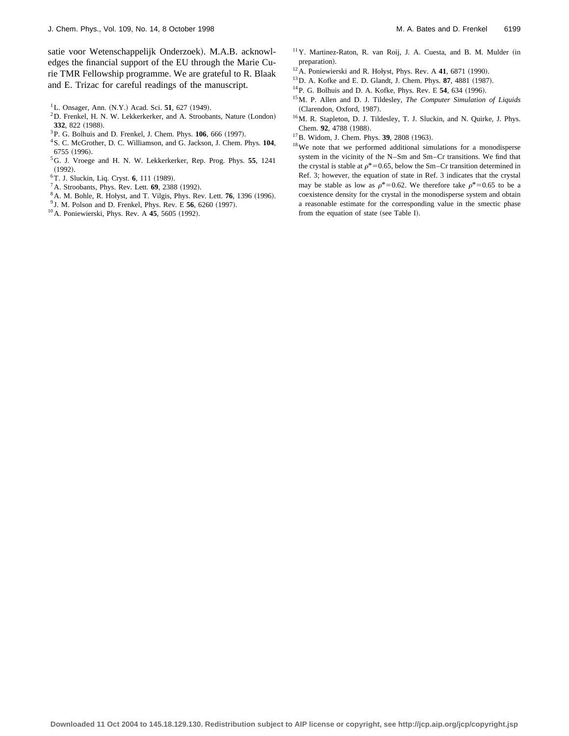satie voor Wetenschappelijk Onderzoek). M.A.B. acknowledges the financial support of the EU through the Marie Curie TMR Fellowship programme. We are grateful to R. Blaak and E. Trizac for careful readings of the manuscript.

[1] L. Onsager, Ann. (N.Y.) Acad. Sci. **51**, 627 (1949).

[2] D. Frenkel, H. N. W. Lekkerkerker, and A. Stroobants, Nature (London) **332**, 822 (1988).

[3] P. G. Bolhuis and D. Frenkel, J. Chem. Phys. **106**, 666 (1997).

[4] S. C. McGrother, D. C. Williamson, and G. Jackson, J. Chem. Phys. **104**, 6755 (1996).

[5] G. J. Vroege and H. N. W. Lekkerkerker, Rep. Prog. Phys. **55**, 1241 (1992).

[6] T. J. Sluckin, Liq. Cryst. **6**, 111 (1989).

[7] A. Stroobants, Phys. Rev. Lett. **69**, 2388 (1992).

[8] A. M. Bohle, R. Hołyst, and T. Vilgis, Phys. Rev. Lett. **76**, 1396 (1996).

[9] J. M. Polson and D. Frenkel, Phys. Rev. E **56**, 6260 (1997).

[10] A. Poniewierski, Phys. Rev. A **45**, 5605 (1992).

[11] Y. Martinez-Raton, R. van Roij, J. A. Cuesta, and B. M. Mulder (in preparation).

[12] A. Poniewierski and R. Hołyst, Phys. Rev. A **41**, 6871 (1990).

[13] D. A. Kofke and E. D. Glandt, J. Chem. Phys. **87**, 4881 (1987).

[14] P. G. Bolhuis and D. A. Kofke, Phys. Rev. E **54**, 634 (1996).

[15] M. P. Allen and D. J. Tildesley, *The Computer Simulation of Liquids* (Clarendon, Oxford, 1987).

[16] M. R. Stapleton, D. J. Tildesley, T. J. Sluckin, and N. Quirke, J. Phys. Chem. **92**, 4788 (1988).

[17] B. Widom, J. Chem. Phys. **39**, 2808 (1963).

[18] We note that we performed additional simulations for a monodisperse system in the vicinity of the N–Sm and Sm–Cr transitions. We find that the crystal is stable at $\rho^*=0.65$, below the Sm–Cr transition determined in Ref. 3; however, the equation of state in Ref. 3 indicates that the crystal may be stable as low as $\rho^*=0.62$. We therefore take $\rho^*=0.65$ to be a coexistence density for the crystal in the monodisperse system and obtain a reasonable estimate for the corresponding value in the smectic phase from the equation of state (see Table I).